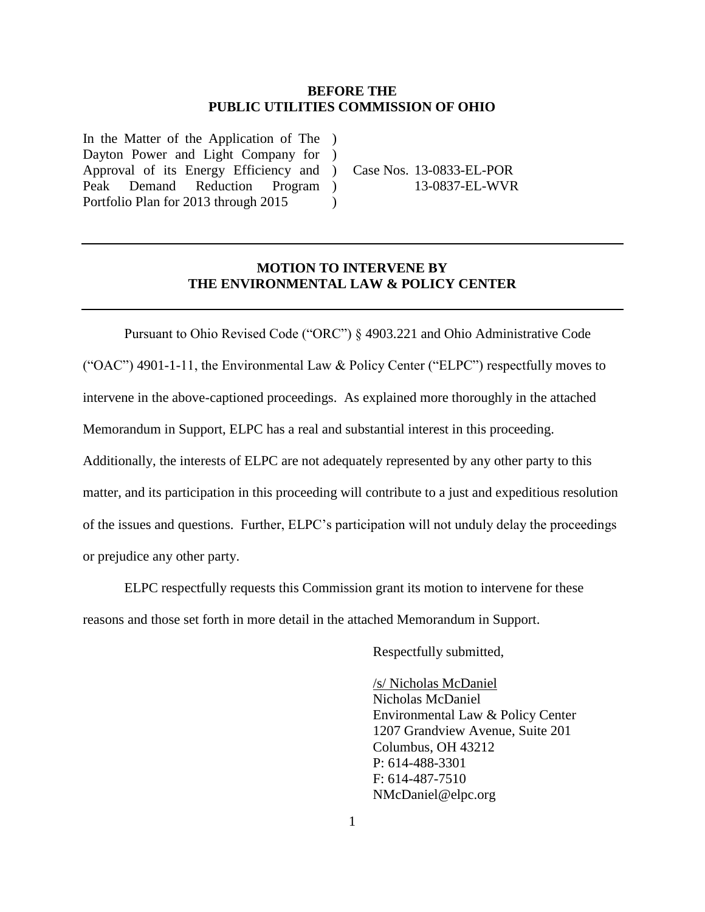**BEFORE THE**
**PUBLIC UTILITIES COMMISSION OF OHIO**

| | | |
|---|---|---|
| In the Matter of the Application of The Dayton Power and Light Company for Approval of its Energy Efficiency and Peak Demand Reduction Program Portfolio Plan for 2013 through 2015 | ) ) ) ) ) | Case Nos. 13-0833-EL-POR 13-0837-EL-WVR |

---

**MOTION TO INTERVENE BY**
**THE ENVIRONMENTAL LAW & POLICY CENTER**

---

Pursuant to Ohio Revised Code ("ORC") § 4903.221 and Ohio Administrative Code ("OAC") 4901-1-11, the Environmental Law & Policy Center ("ELPC") respectfully moves to intervene in the above-captioned proceedings. As explained more thoroughly in the attached Memorandum in Support, ELPC has a real and substantial interest in this proceeding. Additionally, the interests of ELPC are not adequately represented by any other party to this matter, and its participation in this proceeding will contribute to a just and expeditious resolution of the issues and questions. Further, ELPC's participation will not unduly delay the proceedings or prejudice any other party.

ELPC respectfully requests this Commission grant its motion to intervene for these reasons and those set forth in more detail in the attached Memorandum in Support.

Respectfully submitted,

/s/ Nicholas McDaniel
Nicholas McDaniel
Environmental Law & Policy Center
1207 Grandview Avenue, Suite 201
Columbus, OH 43212
P: 614-488-3301
F: 614-487-7510
NMcDaniel@elpc.org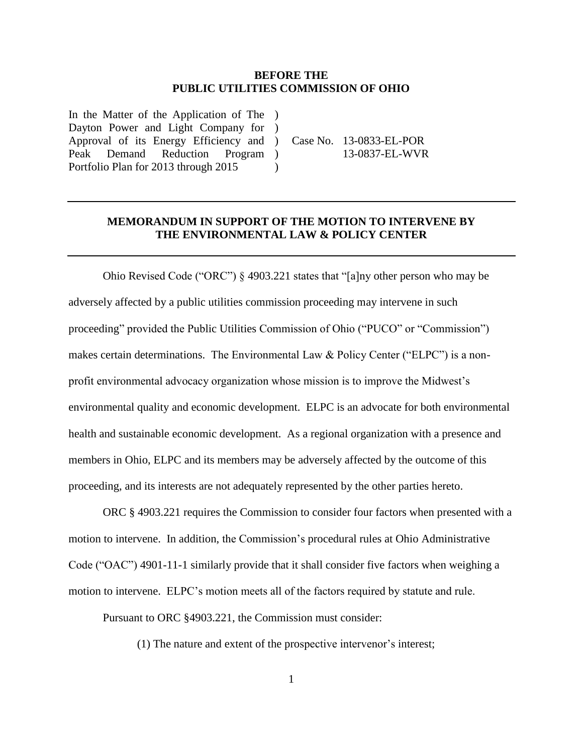**BEFORE THE**
**PUBLIC UTILITIES COMMISSION OF OHIO**

| | | |
|---|---|---|
| In the Matter of the Application of The Dayton Power and Light Company for Approval of its Energy Efficiency and Peak Demand Reduction Program Portfolio Plan for 2013 through 2015 | ) ) ) ) ) | Case No. 13-0833-EL-POR 13-0837-EL-WVR |

---

## MEMORANDUM IN SUPPORT OF THE MOTION TO INTERVENE BY THE ENVIRONMENTAL LAW & POLICY CENTER

---

Ohio Revised Code ("ORC") § 4903.221 states that "[a]ny other person who may be adversely affected by a public utilities commission proceeding may intervene in such proceeding" provided the Public Utilities Commission of Ohio ("PUCO" or "Commission") makes certain determinations. The Environmental Law & Policy Center ("ELPC") is a non-profit environmental advocacy organization whose mission is to improve the Midwest's environmental quality and economic development. ELPC is an advocate for both environmental health and sustainable economic development. As a regional organization with a presence and members in Ohio, ELPC and its members may be adversely affected by the outcome of this proceeding, and its interests are not adequately represented by the other parties hereto.

ORC § 4903.221 requires the Commission to consider four factors when presented with a motion to intervene. In addition, the Commission's procedural rules at Ohio Administrative Code ("OAC") 4901-11-1 similarly provide that it shall consider five factors when weighing a motion to intervene. ELPC's motion meets all of the factors required by statute and rule.

Pursuant to ORC §4903.221, the Commission must consider:

(1) The nature and extent of the prospective intervenor's interest;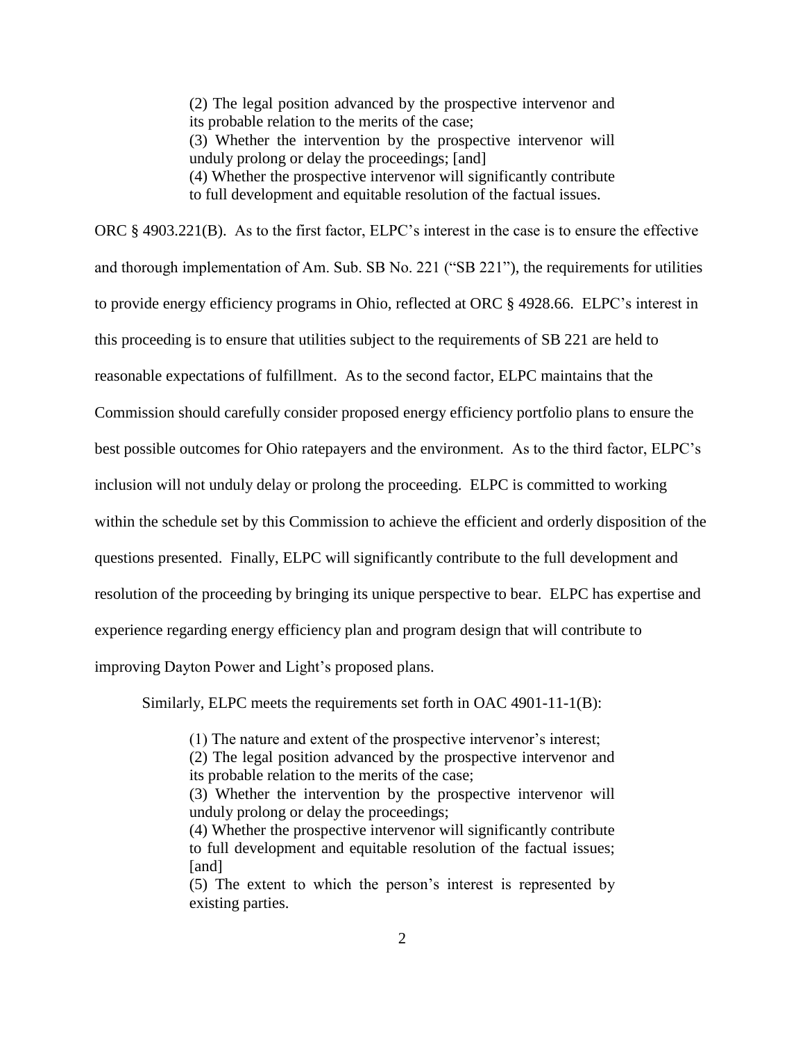> (2) The legal position advanced by the prospective intervenor and its probable relation to the merits of the case;
> (3) Whether the intervention by the prospective intervenor will unduly prolong or delay the proceedings; [and]
> (4) Whether the prospective intervenor will significantly contribute to full development and equitable resolution of the factual issues.

ORC § 4903.221(B). As to the first factor, ELPC's interest in the case is to ensure the effective and thorough implementation of Am. Sub. SB No. 221 ("SB 221"), the requirements for utilities to provide energy efficiency programs in Ohio, reflected at ORC § 4928.66. ELPC's interest in this proceeding is to ensure that utilities subject to the requirements of SB 221 are held to reasonable expectations of fulfillment. As to the second factor, ELPC maintains that the Commission should carefully consider proposed energy efficiency portfolio plans to ensure the best possible outcomes for Ohio ratepayers and the environment. As to the third factor, ELPC's inclusion will not unduly delay or prolong the proceeding. ELPC is committed to working within the schedule set by this Commission to achieve the efficient and orderly disposition of the questions presented. Finally, ELPC will significantly contribute to the full development and resolution of the proceeding by bringing its unique perspective to bear. ELPC has expertise and experience regarding energy efficiency plan and program design that will contribute to improving Dayton Power and Light's proposed plans.

Similarly, ELPC meets the requirements set forth in OAC 4901-11-1(B):

> (1) The nature and extent of the prospective intervenor's interest;
> (2) The legal position advanced by the prospective intervenor and its probable relation to the merits of the case;
> (3) Whether the intervention by the prospective intervenor will unduly prolong or delay the proceedings;
> (4) Whether the prospective intervenor will significantly contribute to full development and equitable resolution of the factual issues; [and]
> (5) The extent to which the person's interest is represented by existing parties.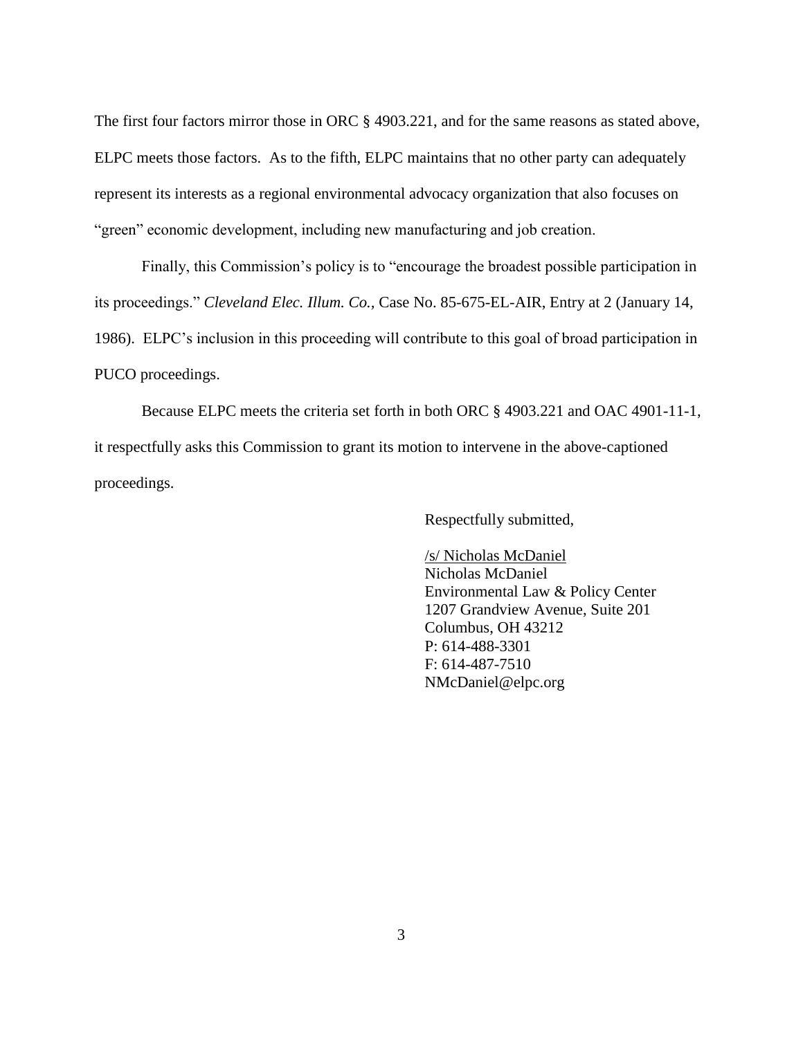The first four factors mirror those in ORC § 4903.221, and for the same reasons as stated above, ELPC meets those factors. As to the fifth, ELPC maintains that no other party can adequately represent its interests as a regional environmental advocacy organization that also focuses on "green" economic development, including new manufacturing and job creation.

Finally, this Commission's policy is to "encourage the broadest possible participation in its proceedings." *Cleveland Elec. Illum. Co.,* Case No. 85-675-EL-AIR, Entry at 2 (January 14, 1986). ELPC's inclusion in this proceeding will contribute to this goal of broad participation in PUCO proceedings.

Because ELPC meets the criteria set forth in both ORC § 4903.221 and OAC 4901-11-1, it respectfully asks this Commission to grant its motion to intervene in the above-captioned proceedings.

Respectfully submitted,

/s/ Nicholas McDaniel
Nicholas McDaniel
Environmental Law & Policy Center
1207 Grandview Avenue, Suite 201
Columbus, OH 43212
P: 614-488-3301
F: 614-487-7510
NMcDaniel@elpc.org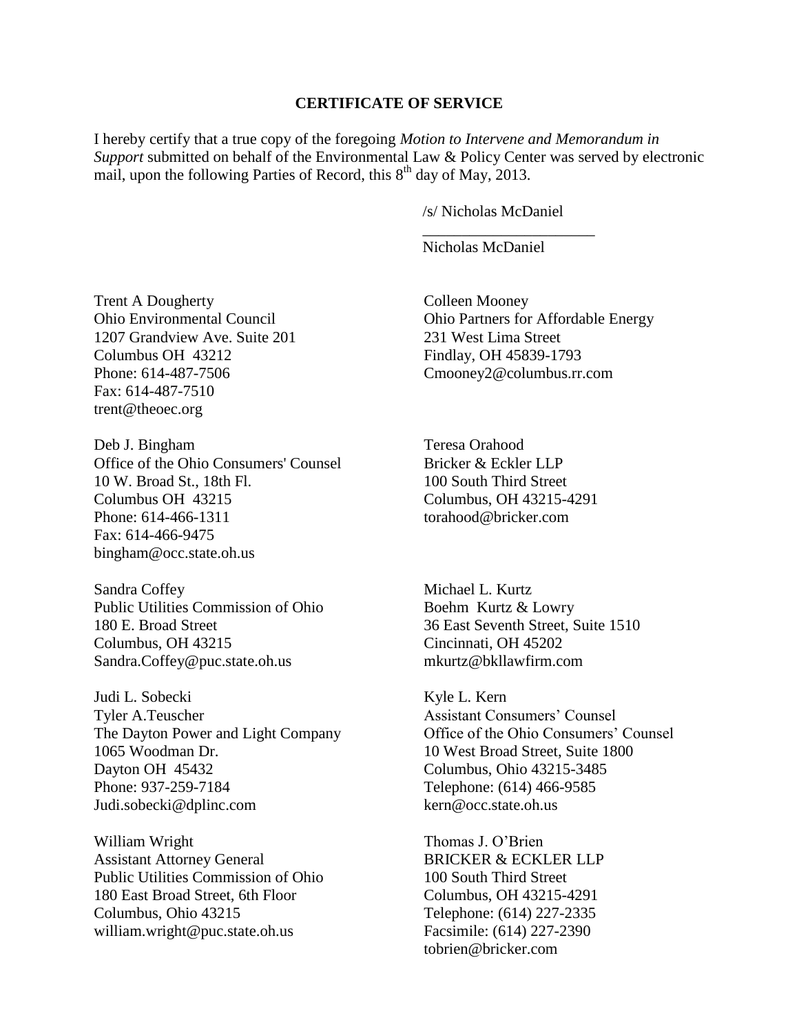**CERTIFICATE OF SERVICE**

I hereby certify that a true copy of the foregoing *Motion to Intervene and Memorandum in Support* submitted on behalf of the Environmental Law & Policy Center was served by electronic mail, upon the following Parties of Record, this 8th day of May, 2013.

/s/ Nicholas McDaniel
\_\_\_\_\_\_\_\_\_\_\_\_\_\_\_\_\_\_\_\_\_\_
Nicholas McDaniel

Trent A Dougherty
Ohio Environmental Council
1207 Grandview Ave. Suite 201
Columbus OH 43212
Phone: 614-487-7506
Fax: 614-487-7510
trent@theoec.org

Deb J. Bingham
Office of the Ohio Consumers' Counsel
10 W. Broad St., 18th Fl.
Columbus OH 43215
Phone: 614-466-1311
Fax: 614-466-9475
bingham@occ.state.oh.us

Sandra Coffey
Public Utilities Commission of Ohio
180 E. Broad Street
Columbus, OH 43215
Sandra.Coffey@puc.state.oh.us

Judi L. Sobecki
Tyler A.Teuscher
The Dayton Power and Light Company
1065 Woodman Dr.
Dayton OH 45432
Phone: 937-259-7184
Judi.sobecki@dplinc.com

William Wright
Assistant Attorney General
Public Utilities Commission of Ohio
180 East Broad Street, 6th Floor
Columbus, Ohio 43215
william.wright@puc.state.oh.us

Colleen Mooney
Ohio Partners for Affordable Energy
231 West Lima Street
Findlay, OH 45839-1793
Cmooney2@columbus.rr.com

Teresa Orahood
Bricker & Eckler LLP
100 South Third Street
Columbus, OH 43215-4291
torahood@bricker.com

Michael L. Kurtz
Boehm Kurtz & Lowry
36 East Seventh Street, Suite 1510
Cincinnati, OH 45202
mkurtz@bkllawfirm.com

Kyle L. Kern
Assistant Consumers' Counsel
Office of the Ohio Consumers' Counsel
10 West Broad Street, Suite 1800
Columbus, Ohio 43215-3485
Telephone: (614) 466-9585
kern@occ.state.oh.us

Thomas J. O'Brien
BRICKER & ECKLER LLP
100 South Third Street
Columbus, OH 43215-4291
Telephone: (614) 227-2335
Facsimile: (614) 227-2390
tobrien@bricker.com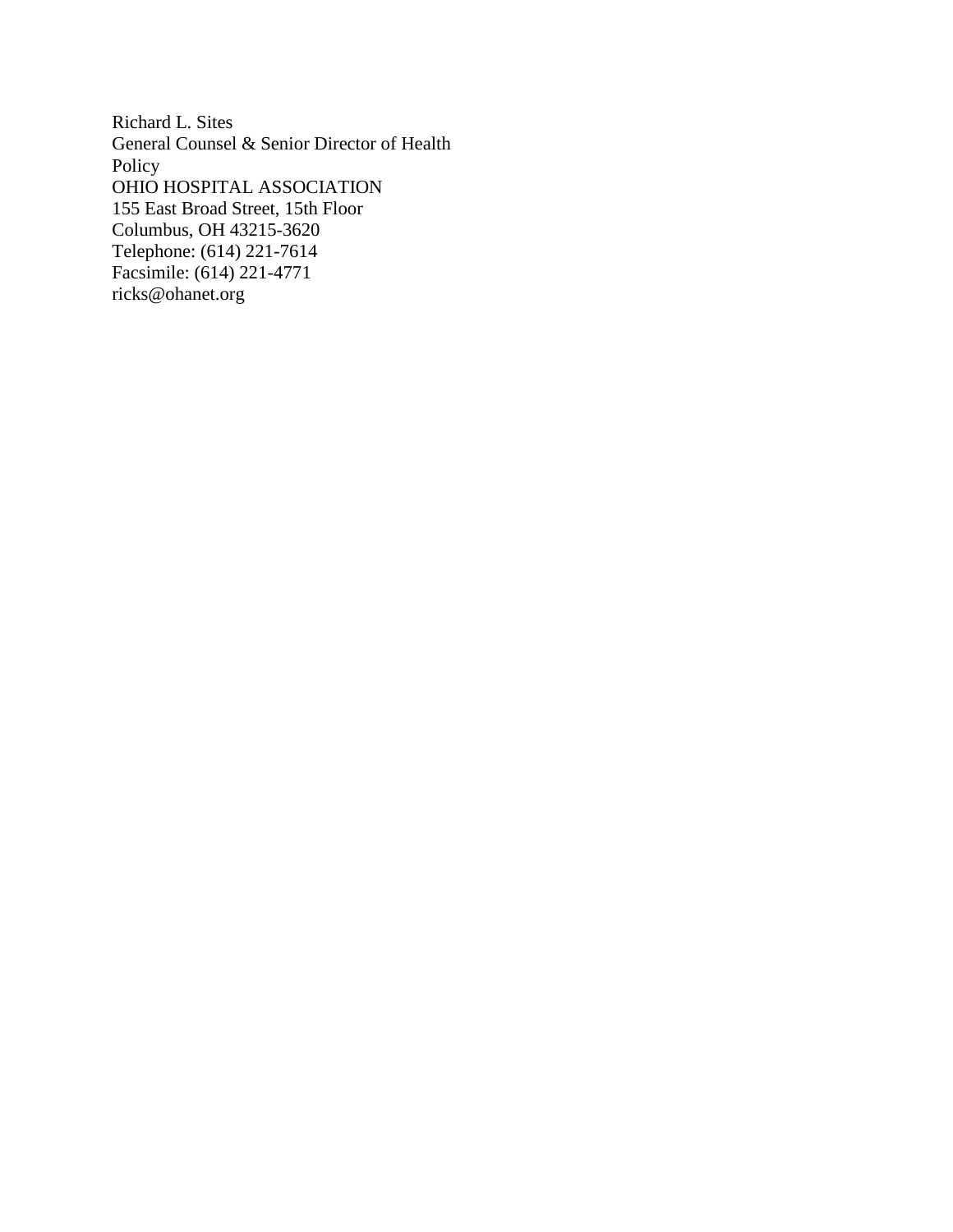Richard L. Sites  
General Counsel & Senior Director of Health  
Policy  
OHIO HOSPITAL ASSOCIATION  
155 East Broad Street, 15th Floor  
Columbus, OH 43215-3620  
Telephone: (614) 221-7614  
Facsimile: (614) 221-4771  
ricks@ohanet.org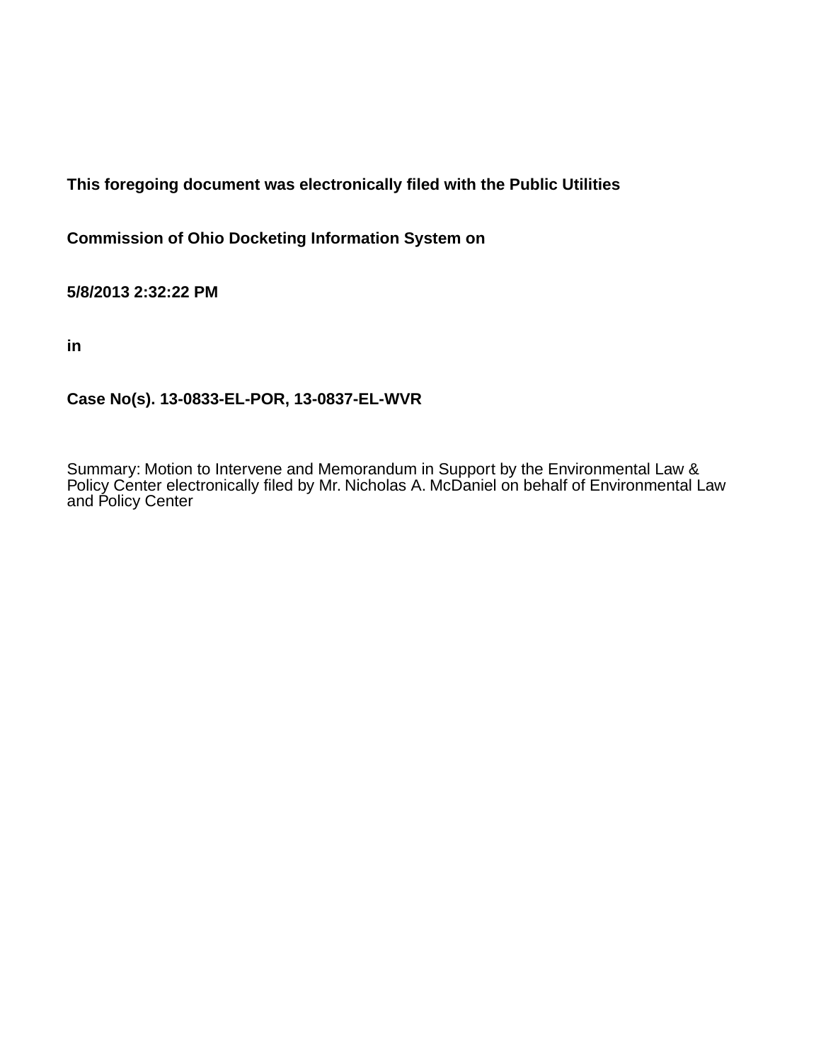**This foregoing document was electronically filed with the Public Utilities**

**Commission of Ohio Docketing Information System on**

**5/8/2013 2:32:22 PM**

**in**

**Case No(s). 13-0833-EL-POR, 13-0837-EL-WVR**

Summary: Motion to Intervene and Memorandum in Support by the Environmental Law & Policy Center electronically filed by Mr. Nicholas A. McDaniel on behalf of Environmental Law and Policy Center